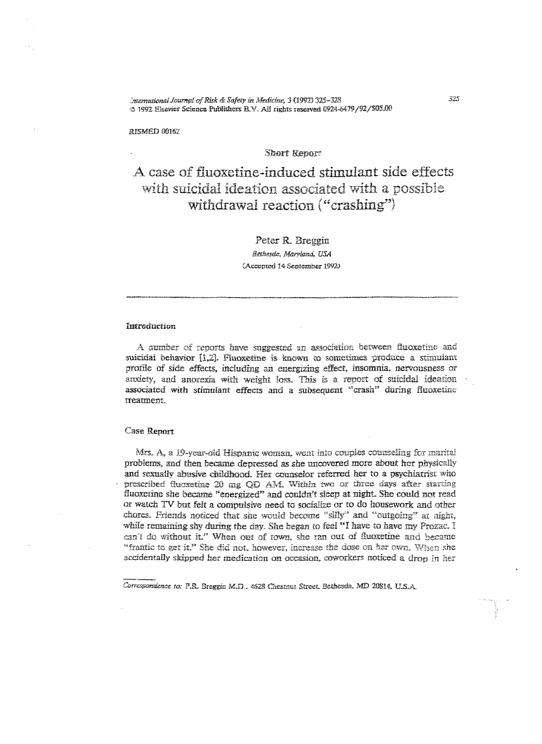RISMED 00162

Short Report

# A case of fluoxetine-induced stimulant side effects with suicidal ideation associated with a possible withdrawal reaction ("crashing")

Peter R. Breggin

*Bethesda, Maryland, USA*

(Accepted 14 September 1992)

## Introduction

A number of reports have suggested an association between fluoxetine and suicidal behavior [1,2]. Fluoxetine is known to sometimes produce a stimulant profile of side effects, including an energizing effect, insomnia, nervousness or anxiety, and anorexia with weight loss. This is a report of suicidal ideation associated with stimulant effects and a subsequent "crash" during fluoxetine treatment.

## Case Report

Mrs. A, a 19-year-old Hispanic woman, went into couples counseling for marital problems, and then became depressed as she uncovered more about her physically and sexually abusive childhood. Her counselor referred her to a psychiatrist who prescribed fluoxetine 20 mg QD AM. Within two or three days after starting fluoxetine she became "energized" and couldn't sleep at night. She could not read or watch TV but felt a compulsive need to socialize or to do housework and other chores. Friends noticed that she would become "silly" and "outgoing" at night, while remaining shy during the day. She began to feel "I have to have my Prozac. I can't do without it." When out of town, she ran out of fluoxetine and became "frantic to get it." She did not, however, increase the dose on her own. When she accidentally skipped her medication on occasion, coworkers noticed a drop in her

*Correspondence to:* P.R. Breggin M.D., 4628 Chestnut Street, Bethesda, MD 20814, U.S.A.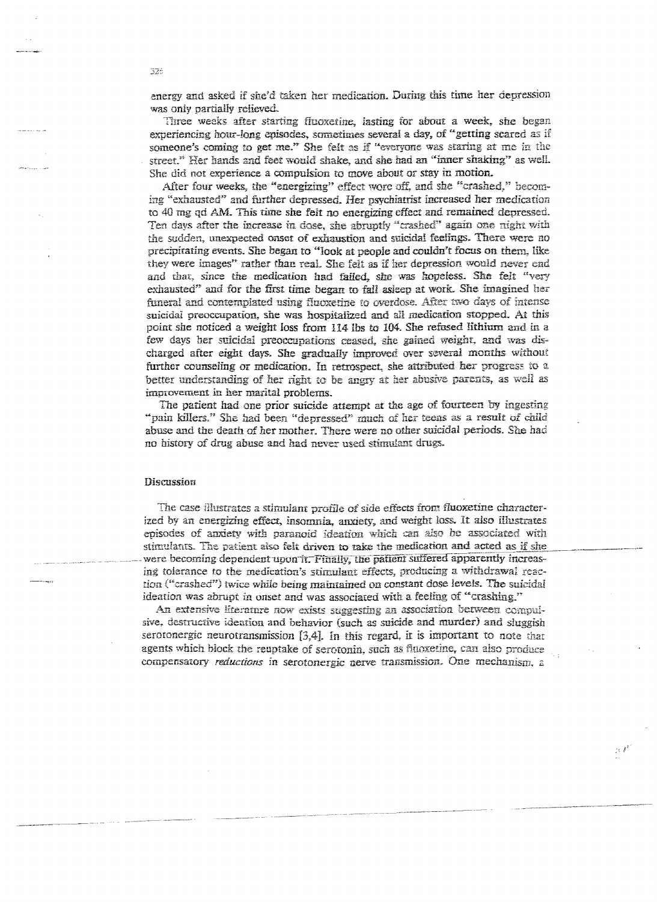energy and asked if she'd taken her medication. During this time her depression was only partially relieved.

Three weeks after starting fluoxetine, lasting for about a week, she began experiencing hour-long episodes, sometimes several a day, of "getting scared as if someone's coming to get me." She felt as if "everyone was staring at me in the street." Her hands and feet would shake, and she had an "inner shaking" as well. She did not experience a compulsion to move about or stay in motion.

After four weeks, the "energizing" effect wore off, and she "crashed," becoming "exhausted" and further depressed. Her psychiatrist increased her medication to 40 mg qd AM. This time she felt no energizing effect and remained depressed. Ten days after the increase in dose, she abruptly "crashed" again one night with the sudden, unexpected onset of exhaustion and suicidal feelings. There were no precipitating events. She began to "look at people and couldn't focus on them, like they were images" rather than real. She felt as if her depression would never end and that, since the medication had failed, she was hopeless. She felt "very exhausted" and for the first time began to fall asleep at work. She imagined her funeral and contemplated using fluoxetine to overdose. After two days of intense suicidal preoccupation, she was hospitalized and all medication stopped. At this point she noticed a weight loss from 114 lbs to 104. She refused lithium and in a few days her suicidal preoccupations ceased, she gained weight, and was discharged after eight days. She gradually improved over several months without further counseling or medication. In retrospect, she attributed her progress to a better understanding of her right to be angry at her abusive parents, as well as improvement in her marital problems.

The patient had one prior suicide attempt at the age of fourteen by ingesting "pain killers." She had been "depressed" much of her teens as a result of child abuse and the death of her mother. There were no other suicidal periods. She had no history of drug abuse and had never used stimulant drugs.

## Discussion

The case illustrates a stimulant profile of side effects from fluoxetine characterized by an energizing effect, insomnia, anxiety, and weight loss. It also illustrates episodes of anxiety with paranoid ideation which can also be associated with stimulants. The patient also felt driven to take the medication and acted as if she were becoming dependent upon it. Finally, the patient suffered apparently increasing tolerance to the medication's stimulant effects, producing a withdrawal reaction ("crashed") twice while being maintained on constant dose levels. The suicidal ideation was abrupt in onset and was associated with a feeling of "crashing."

An extensive literature now exists suggesting an association between compulsive, destructive ideation and behavior (such as suicide and murder) and sluggish serotonergic neurotransmission [3,4]. In this regard, it is important to note that agents which block the reuptake of serotonin, such as fluoxetine, can also produce compensatory *reductions* in serotonergic nerve transmission. One mechanism, a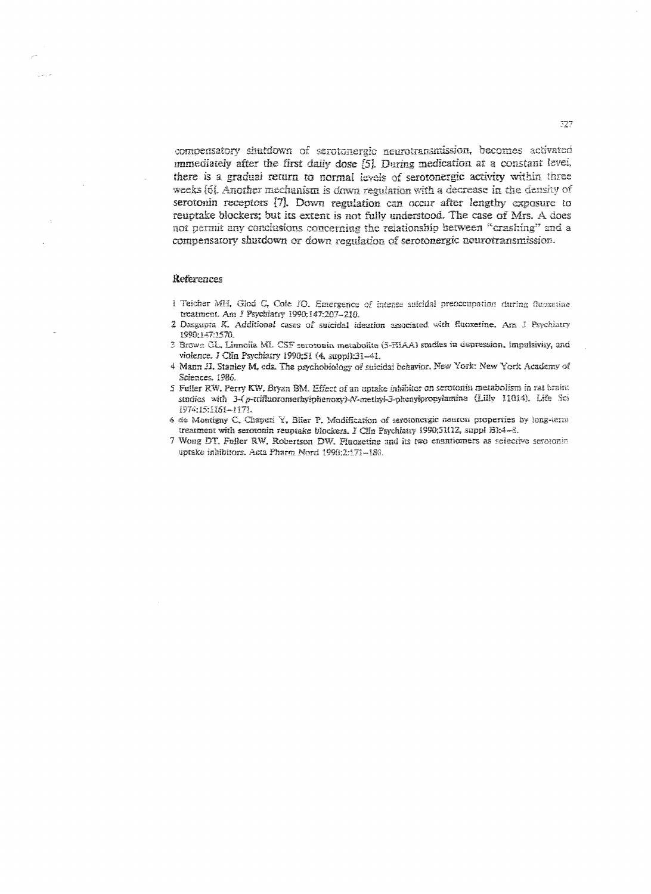compensatory shutdown of serotonergic neurotransmission, becomes activated immediately after the first daily dose [5]. During medication at a constant level, there is a gradual return to normal levels of serotonergic activity within three weeks [6]. Another mechanism is down regulation with a decrease in the density of serotonin receptors [7]. Down regulation can occur after lengthy exposure to reuptake blockers; but its extent is not fully understood. The case of Mrs. A does not permit any conclusions concerning the relationship between "crashing" and a compensatory shutdown or down regulation of serotonergic neurotransmission.

## References

1 Teicher MH, Glod C, Cole JO. Emergence of intense suicidal preoccupation during fluoxetine treatment. Am J Psychiatry 1990;147:207–210.

2 Dasgupta K. Additional cases of suicidal ideation associated with fluoxetine. Am J Psychiatry 1990;147:1570.

3 Brown GL, Linnoila MI. CSF serotonin metabolite (5-HIAA) studies in depression, impulsivity, and violence. J Clin Psychiatry 1990;51 (4, suppl):31–41.

4 Mann JJ, Stanley M, eds. The psychobiology of suicidal behavior. New York: New York Academy of Sciences. 1986.

5 Fuller RW, Perry KW, Bryan BM. Effect of an uptake inhibitor on serotonin metabolism in rat brain: studies with 3-(*p*-trifluoromethylphenoxy)-*N*-methyl-3-phenylpropylamine (Lilly 110140). Life Sci 1974;15:1161–1171.

6 de Montigny C, Chaput Y, Blier P. Modification of serotonergic neuron properties by long-term treatment with serotonin reuptake blockers. J Clin Psychiatry 1990;51(12, suppl B):4–8.

7 Wong DT, Fuller RW, Robertson DW. Fluoxetine and its two enantiomers as selective serotonin uptake inhibitors. Acta Pharm Nord 1990;2:171–180.